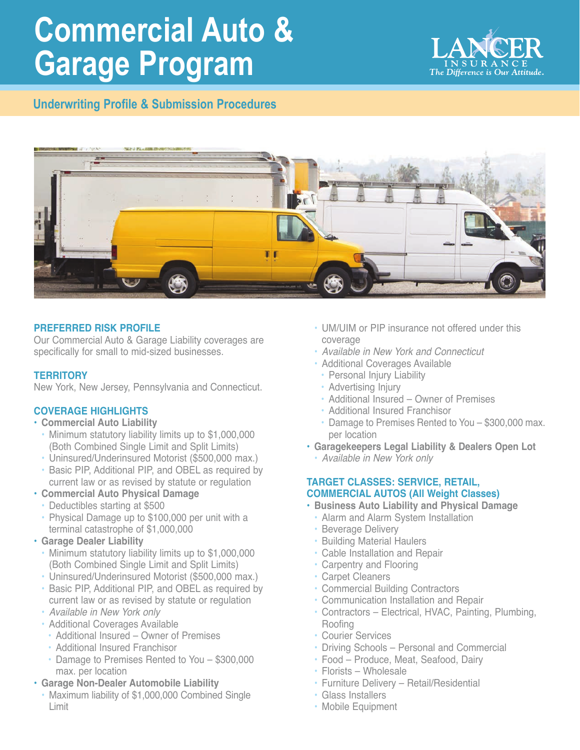# Commercial Auto & Garage Program

LANCER INSURANCE
*The Difference is Our Attitude.*

## Underwriting Profile & Submission Procedures

### PREFERRED RISK PROFILE

Our Commercial Auto & Garage Liability coverages are specifically for small to mid-sized businesses.

### TERRITORY

New York, New Jersey, Pennsylvania and Connecticut.

### COVERAGE HIGHLIGHTS

- **Commercial Auto Liability**
  - Minimum statutory liability limits up to $1,000,000 (Both Combined Single Limit and Split Limits)
  - Uninsured/Underinsured Motorist ($500,000 max.)
  - Basic PIP, Additional PIP, and OBEL as required by current law or as revised by statute or regulation
- **Commercial Auto Physical Damage**
  - Deductibles starting at $500
  - Physical Damage up to $100,000 per unit with a terminal catastrophe of $1,000,000
- **Garage Dealer Liability**
  - Minimum statutory liability limits up to $1,000,000 (Both Combined Single Limit and Split Limits)
  - Uninsured/Underinsured Motorist ($500,000 max.)
  - Basic PIP, Additional PIP, and OBEL as required by current law or as revised by statute or regulation
  - *Available in New York only*
  - Additional Coverages Available
    - Additional Insured – Owner of Premises
    - Additional Insured Franchisor
    - Damage to Premises Rented to You – $300,000 max. per location
- **Garage Non-Dealer Automobile Liability**
  - Maximum liability of $1,000,000 Combined Single Limit
  - UM/UIM or PIP insurance not offered under this coverage
  - *Available in New York and Connecticut*
  - Additional Coverages Available
    - Personal Injury Liability
    - Advertising Injury
    - Additional Insured – Owner of Premises
    - Additional Insured Franchisor
    - Damage to Premises Rented to You – $300,000 max. per location
- **Garagekeepers Legal Liability & Dealers Open Lot**
  - *Available in New York only*

### TARGET CLASSES: SERVICE, RETAIL, COMMERCIAL AUTOS (All Weight Classes)

- **Business Auto Liability and Physical Damage**
  - Alarm and Alarm System Installation
  - Beverage Delivery
  - Building Material Haulers
  - Cable Installation and Repair
  - Carpentry and Flooring
  - Carpet Cleaners
  - Commercial Building Contractors
  - Communication Installation and Repair
  - Contractors – Electrical, HVAC, Painting, Plumbing, Roofing
  - Courier Services
  - Driving Schools – Personal and Commercial
  - Food – Produce, Meat, Seafood, Dairy
  - Florists – Wholesale
  - Furniture Delivery – Retail/Residential
  - Glass Installers
  - Mobile Equipment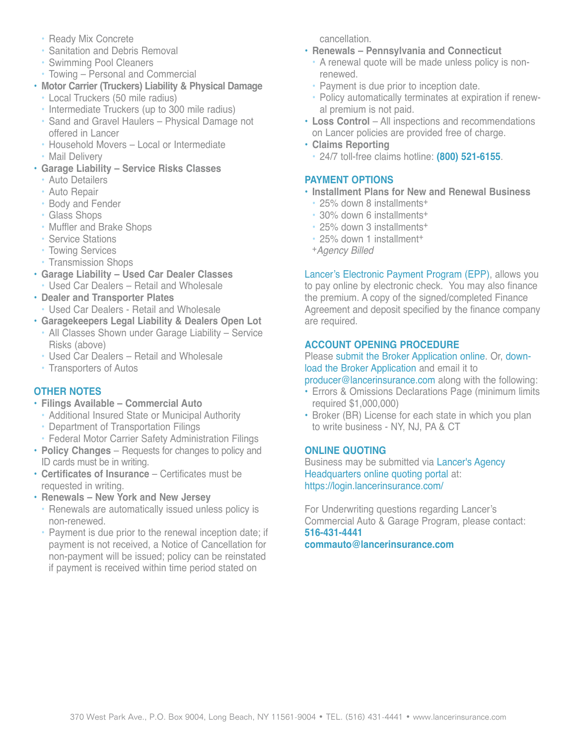- Ready Mix Concrete
- Sanitation and Debris Removal
- Swimming Pool Cleaners
- Towing – Personal and Commercial
- **Motor Carrier (Truckers) Liability & Physical Damage**
  - Local Truckers (50 mile radius)
  - Intermediate Truckers (up to 300 mile radius)
  - Sand and Gravel Haulers – Physical Damage not offered in Lancer
  - Household Movers – Local or Intermediate
  - Mail Delivery
- **Garage Liability – Service Risks Classes**
  - Auto Detailers
  - Auto Repair
  - Body and Fender
  - Glass Shops
  - Muffler and Brake Shops
  - Service Stations
  - Towing Services
  - Transmission Shops
- **Garage Liability – Used Car Dealer Classes**
  - Used Car Dealers – Retail and Wholesale
- **Dealer and Transporter Plates**
  - Used Car Dealers - Retail and Wholesale
- **Garagekeepers Legal Liability & Dealers Open Lot**
  - All Classes Shown under Garage Liability – Service Risks (above)
  - Used Car Dealers – Retail and Wholesale
  - Transporters of Autos

## OTHER NOTES

- **Filings Available – Commercial Auto**
  - Additional Insured State or Municipal Authority
  - Department of Transportation Filings
  - Federal Motor Carrier Safety Administration Filings
- **Policy Changes** – Requests for changes to policy and ID cards must be in writing.
- **Certificates of Insurance** – Certificates must be requested in writing.
- **Renewals – New York and New Jersey**
  - Renewals are automatically issued unless policy is non-renewed.
  - Payment is due prior to the renewal inception date; if payment is not received, a Notice of Cancellation for non-payment will be issued; policy can be reinstated if payment is received within time period stated on cancellation.
- **Renewals – Pennsylvania and Connecticut**
  - A renewal quote will be made unless policy is non-renewed.
  - Payment is due prior to inception date.
  - Policy automatically terminates at expiration if renewal premium is not paid.
- **Loss Control** – All inspections and recommendations on Lancer policies are provided free of charge.
- **Claims Reporting**
  - 24/7 toll-free claims hotline: **(800) 521-6155**.

## PAYMENT OPTIONS

- **Installment Plans for New and Renewal Business**
  - 25% down 8 installments+
  - 30% down 6 installments+
  - 25% down 3 installments+
  - 25% down 1 installment+

+*Agency Billed*

Lancer's Electronic Payment Program (EPP), allows you to pay online by electronic check. You may also finance the premium. A copy of the signed/completed Finance Agreement and deposit specified by the finance company are required.

## ACCOUNT OPENING PROCEDURE

Please submit the Broker Application online. Or, download the Broker Application and email it to producer@lancerinsurance.com along with the following:

- Errors & Omissions Declarations Page (minimum limits required $1,000,000)
- Broker (BR) License for each state in which you plan to write business - NY, NJ, PA & CT

## ONLINE QUOTING

Business may be submitted via Lancer's Agency Headquarters online quoting portal at: https://login.lancerinsurance.com/

For Underwriting questions regarding Lancer's Commercial Auto & Garage Program, please contact:
**516-431-4441**
**commauto@lancerinsurance.com**

370 West Park Ave., P.O. Box 9004, Long Beach, NY 11561-9004 • TEL. (516) 431-4441 • www.lancerinsurance.com